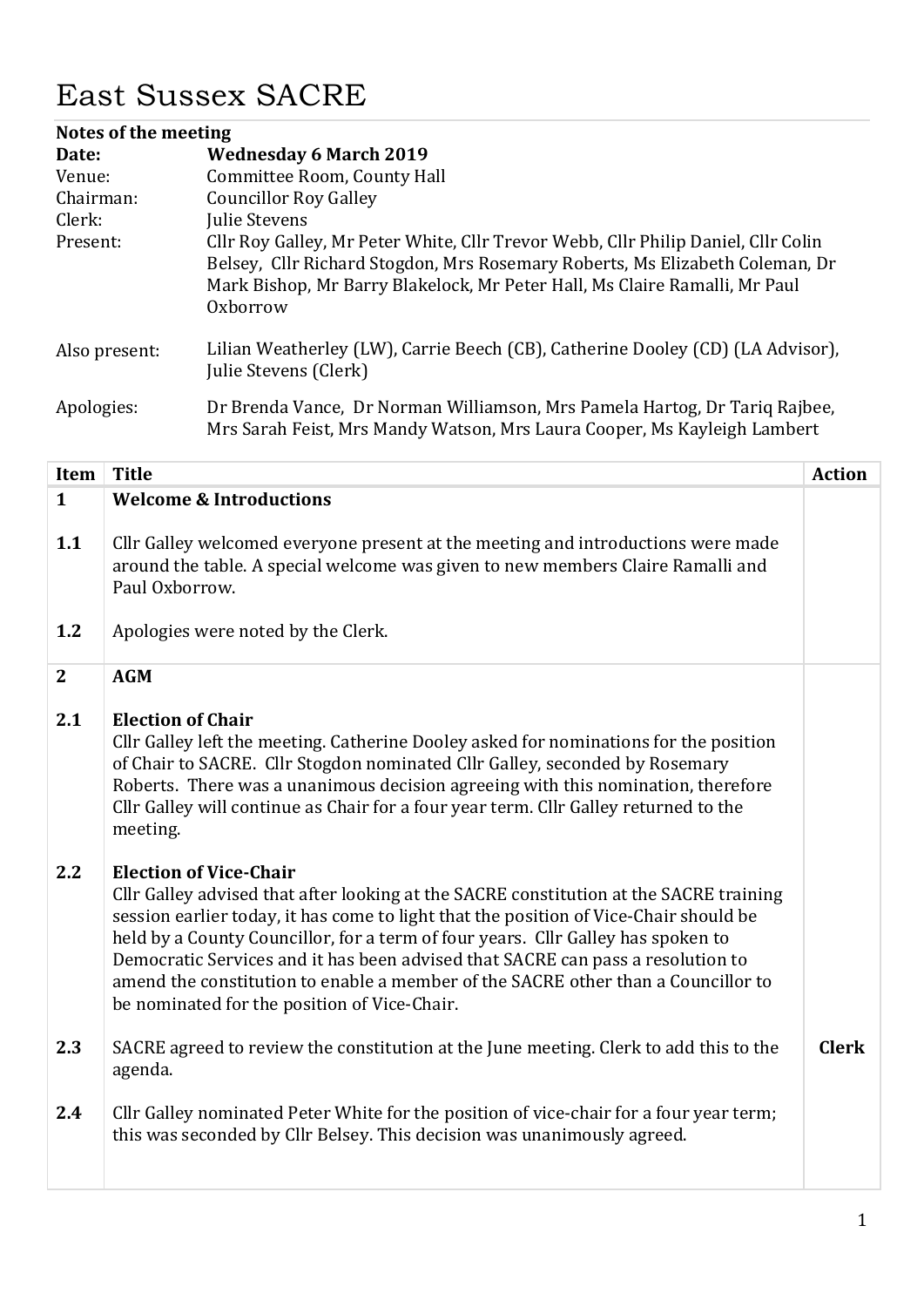# East Sussex SACRE

**Notes of the meeting**

| | |
|---|---|
| **Date:** | **Wednesday 6 March 2019** |
| Venue: | Committee Room, County Hall |
| Chairman: | Councillor Roy Galley |
| Clerk: | Julie Stevens |
| Present: | Cllr Roy Galley, Mr Peter White, Cllr Trevor Webb, Cllr Philip Daniel, Cllr Colin Belsey, Cllr Richard Stogdon, Mrs Rosemary Roberts, Ms Elizabeth Coleman, Dr Mark Bishop, Mr Barry Blakelock, Mr Peter Hall, Ms Claire Ramalli, Mr Paul Oxborrow |
| Also present: | Lilian Weatherley (LW), Carrie Beech (CB), Catherine Dooley (CD) (LA Advisor), Julie Stevens (Clerk) |
| Apologies: | Dr Brenda Vance, Dr Norman Williamson, Mrs Pamela Hartog, Dr Tariq Rajbee, Mrs Sarah Feist, Mrs Mandy Watson, Mrs Laura Cooper, Ms Kayleigh Lambert |

| Item | Title | Action |
|---|---|---|
| **1** | **Welcome & Introductions** | |
| **1.1** | Cllr Galley welcomed everyone present at the meeting and introductions were made around the table. A special welcome was given to new members Claire Ramalli and Paul Oxborrow. | |
| **1.2** | Apologies were noted by the Clerk. | |
| **2** | **AGM** | |
| **2.1** | **Election of Chair** Cllr Galley left the meeting. Catherine Dooley asked for nominations for the position of Chair to SACRE. Cllr Stogdon nominated Cllr Galley, seconded by Rosemary Roberts. There was a unanimous decision agreeing with this nomination, therefore Cllr Galley will continue as Chair for a four year term. Cllr Galley returned to the meeting. | |
| **2.2** | **Election of Vice-Chair** Cllr Galley advised that after looking at the SACRE constitution at the SACRE training session earlier today, it has come to light that the position of Vice-Chair should be held by a County Councillor, for a term of four years. Cllr Galley has spoken to Democratic Services and it has been advised that SACRE can pass a resolution to amend the constitution to enable a member of the SACRE other than a Councillor to be nominated for the position of Vice-Chair. | |
| **2.3** | SACRE agreed to review the constitution at the June meeting. Clerk to add this to the agenda. | **Clerk** |
| **2.4** | Cllr Galley nominated Peter White for the position of vice-chair for a four year term; this was seconded by Cllr Belsey. This decision was unanimously agreed. | |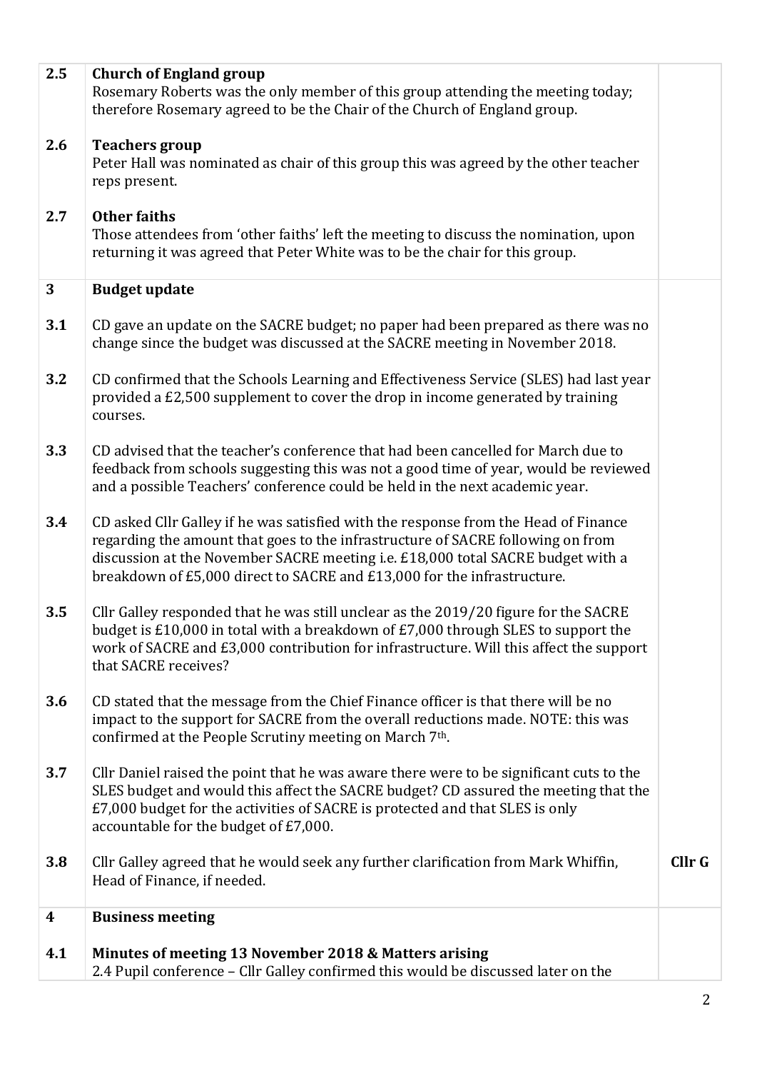| | | |
|---|---|---|
| **2.5** | **Church of England group**<br>Rosemary Roberts was the only member of this group attending the meeting today; therefore Rosemary agreed to be the Chair of the Church of England group. | |
| **2.6** | **Teachers group**<br>Peter Hall was nominated as chair of this group this was agreed by the other teacher reps present. | |
| **2.7** | **Other faiths**<br>Those attendees from 'other faiths' left the meeting to discuss the nomination, upon returning it was agreed that Peter White was to be the chair for this group. | |
| **3** | **Budget update** | |
| **3.1** | CD gave an update on the SACRE budget; no paper had been prepared as there was no change since the budget was discussed at the SACRE meeting in November 2018. | |
| **3.2** | CD confirmed that the Schools Learning and Effectiveness Service (SLES) had last year provided a £2,500 supplement to cover the drop in income generated by training courses. | |
| **3.3** | CD advised that the teacher's conference that had been cancelled for March due to feedback from schools suggesting this was not a good time of year, would be reviewed and a possible Teachers' conference could be held in the next academic year. | |
| **3.4** | CD asked Cllr Galley if he was satisfied with the response from the Head of Finance regarding the amount that goes to the infrastructure of SACRE following on from discussion at the November SACRE meeting i.e. £18,000 total SACRE budget with a breakdown of £5,000 direct to SACRE and £13,000 for the infrastructure. | |
| **3.5** | Cllr Galley responded that he was still unclear as the 2019/20 figure for the SACRE budget is £10,000 in total with a breakdown of £7,000 through SLES to support the work of SACRE and £3,000 contribution for infrastructure. Will this affect the support that SACRE receives? | |
| **3.6** | CD stated that the message from the Chief Finance officer is that there will be no impact to the support for SACRE from the overall reductions made. NOTE: this was confirmed at the People Scrutiny meeting on March 7th. | |
| **3.7** | Cllr Daniel raised the point that he was aware there were to be significant cuts to the SLES budget and would this affect the SACRE budget? CD assured the meeting that the £7,000 budget for the activities of SACRE is protected and that SLES is only accountable for the budget of £7,000. | |
| **3.8** | Cllr Galley agreed that he would seek any further clarification from Mark Whiffin, Head of Finance, if needed. | **Cllr G** |
| **4** | **Business meeting** | |
| **4.1** | **Minutes of meeting 13 November 2018 & Matters arising**<br>2.4 Pupil conference – Cllr Galley confirmed this would be discussed later on the | |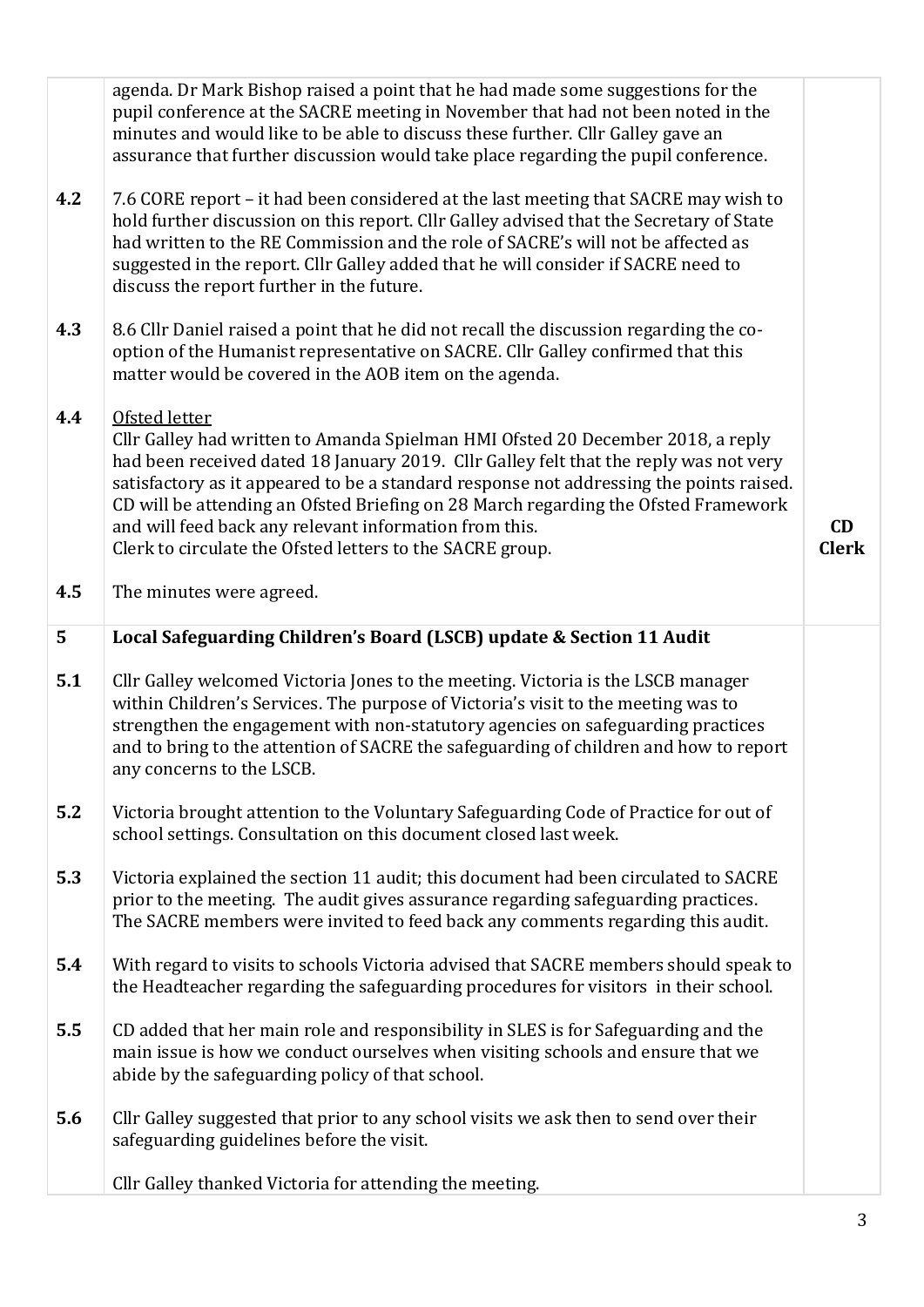|  |  |  |
| --- | --- | --- |
|  | agenda. Dr Mark Bishop raised a point that he had made some suggestions for the pupil conference at the SACRE meeting in November that had not been noted in the minutes and would like to be able to discuss these further. Cllr Galley gave an assurance that further discussion would take place regarding the pupil conference. |  |
| **4.2** | 7.6 CORE report – it had been considered at the last meeting that SACRE may wish to hold further discussion on this report. Cllr Galley advised that the Secretary of State had written to the RE Commission and the role of SACRE's will not be affected as suggested in the report. Cllr Galley added that he will consider if SACRE need to discuss the report further in the future. |  |
| **4.3** | 8.6 Cllr Daniel raised a point that he did not recall the discussion regarding the co-option of the Humanist representative on SACRE. Cllr Galley confirmed that this matter would be covered in the AOB item on the agenda. |  |
| **4.4** | Ofsted letter<br>Cllr Galley had written to Amanda Spielman HMI Ofsted 20 December 2018, a reply had been received dated 18 January 2019. Cllr Galley felt that the reply was not very satisfactory as it appeared to be a standard response not addressing the points raised. CD will be attending an Ofsted Briefing on 28 March regarding the Ofsted Framework and will feed back any relevant information from this.<br>Clerk to circulate the Ofsted letters to the SACRE group. | **CD**<br>**Clerk** |
| **4.5** | The minutes were agreed. |  |
| **5** | **Local Safeguarding Children's Board (LSCB) update & Section 11 Audit** |  |
| **5.1** | Cllr Galley welcomed Victoria Jones to the meeting. Victoria is the LSCB manager within Children's Services. The purpose of Victoria's visit to the meeting was to strengthen the engagement with non-statutory agencies on safeguarding practices and to bring to the attention of SACRE the safeguarding of children and how to report any concerns to the LSCB. |  |
| **5.2** | Victoria brought attention to the Voluntary Safeguarding Code of Practice for out of school settings. Consultation on this document closed last week. |  |
| **5.3** | Victoria explained the section 11 audit; this document had been circulated to SACRE prior to the meeting. The audit gives assurance regarding safeguarding practices. The SACRE members were invited to feed back any comments regarding this audit. |  |
| **5.4** | With regard to visits to schools Victoria advised that SACRE members should speak to the Headteacher regarding the safeguarding procedures for visitors in their school. |  |
| **5.5** | CD added that her main role and responsibility in SLES is for Safeguarding and the main issue is how we conduct ourselves when visiting schools and ensure that we abide by the safeguarding policy of that school. |  |
| **5.6** | Cllr Galley suggested that prior to any school visits we ask then to send over their safeguarding guidelines before the visit.<br><br>Cllr Galley thanked Victoria for attending the meeting. |  |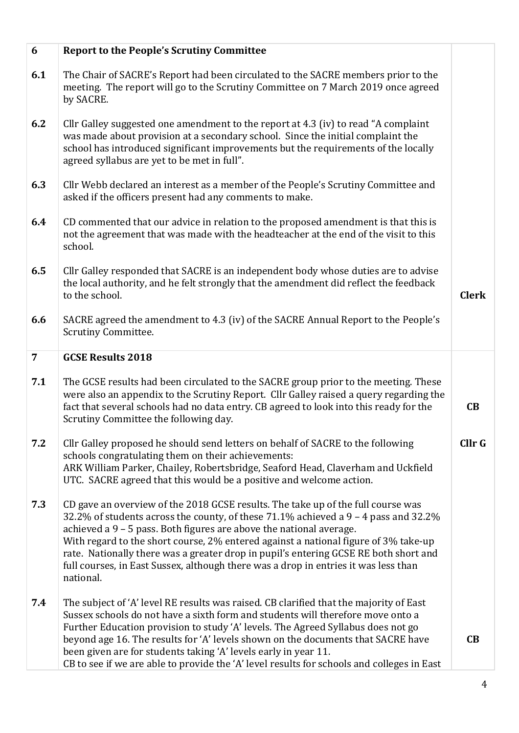| | | |
|---|---|---|
| **6** | **Report to the People's Scrutiny Committee** | |
| **6.1** | The Chair of SACRE's Report had been circulated to the SACRE members prior to the meeting. The report will go to the Scrutiny Committee on 7 March 2019 once agreed by SACRE. | |
| **6.2** | Cllr Galley suggested one amendment to the report at 4.3 (iv) to read "A complaint was made about provision at a secondary school. Since the initial complaint the school has introduced significant improvements but the requirements of the locally agreed syllabus are yet to be met in full". | |
| **6.3** | Cllr Webb declared an interest as a member of the People's Scrutiny Committee and asked if the officers present had any comments to make. | |
| **6.4** | CD commented that our advice in relation to the proposed amendment is that this is not the agreement that was made with the headteacher at the end of the visit to this school. | |
| **6.5** | Cllr Galley responded that SACRE is an independent body whose duties are to advise the local authority, and he felt strongly that the amendment did reflect the feedback to the school. | **Clerk** |
| **6.6** | SACRE agreed the amendment to 4.3 (iv) of the SACRE Annual Report to the People's Scrutiny Committee. | |
| **7** | **GCSE Results 2018** | |
| **7.1** | The GCSE results had been circulated to the SACRE group prior to the meeting. These were also an appendix to the Scrutiny Report. Cllr Galley raised a query regarding the fact that several schools had no data entry. CB agreed to look into this ready for the Scrutiny Committee the following day. | **CB** |
| **7.2** | Cllr Galley proposed he should send letters on behalf of SACRE to the following schools congratulating them on their achievements: ARK William Parker, Chailey, Robertsbridge, Seaford Head, Claverham and Uckfield UTC. SACRE agreed that this would be a positive and welcome action. | **Cllr G** |
| **7.3** | CD gave an overview of the 2018 GCSE results. The take up of the full course was 32.2% of students across the county, of these 71.1% achieved a 9 – 4 pass and 32.2% achieved a 9 – 5 pass. Both figures are above the national average. With regard to the short course, 2% entered against a national figure of 3% take-up rate. Nationally there was a greater drop in pupil's entering GCSE RE both short and full courses, in East Sussex, although there was a drop in entries it was less than national. | |
| **7.4** | The subject of 'A' level RE results was raised. CB clarified that the majority of East Sussex schools do not have a sixth form and students will therefore move onto a Further Education provision to study 'A' levels. The Agreed Syllabus does not go beyond age 16. The results for 'A' levels shown on the documents that SACRE have been given are for students taking 'A' levels early in year 11. CB to see if we are able to provide the 'A' level results for schools and colleges in East | **CB** |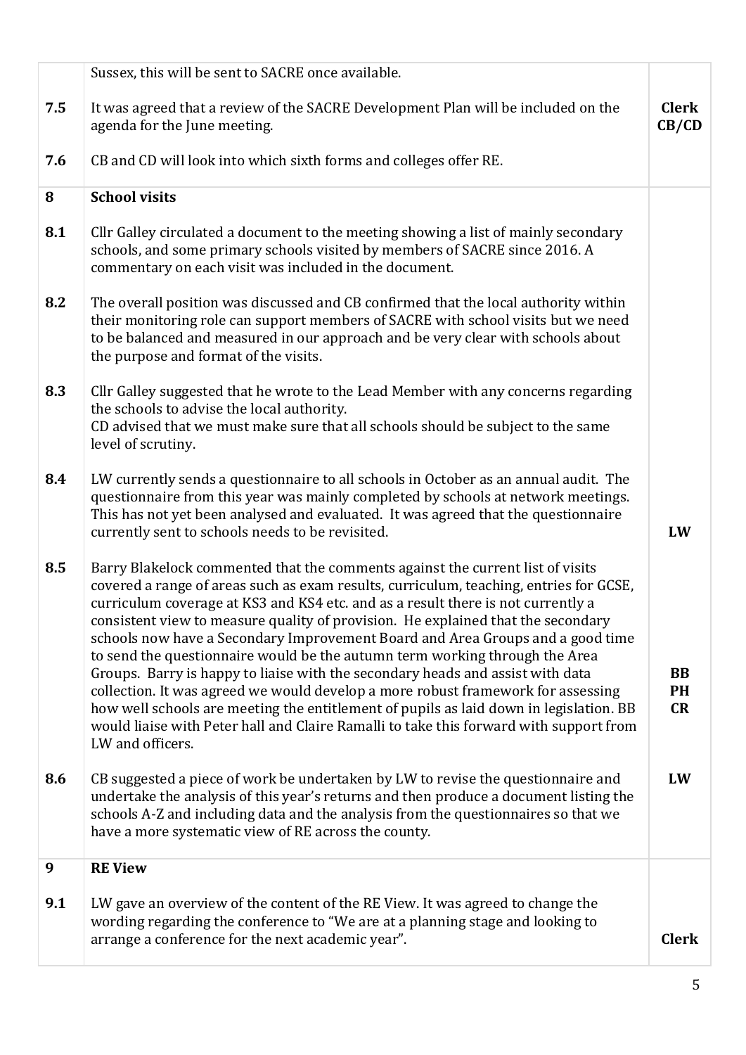| | | |
|---|---|---|
| | Sussex, this will be sent to SACRE once available. | |
| **7.5** | It was agreed that a review of the SACRE Development Plan will be included on the agenda for the June meeting. | **Clerk CB/CD** |
| **7.6** | CB and CD will look into which sixth forms and colleges offer RE. | |
| **8** | **School visits** | |
| **8.1** | Cllr Galley circulated a document to the meeting showing a list of mainly secondary schools, and some primary schools visited by members of SACRE since 2016. A commentary on each visit was included in the document. | |
| **8.2** | The overall position was discussed and CB confirmed that the local authority within their monitoring role can support members of SACRE with school visits but we need to be balanced and measured in our approach and be very clear with schools about the purpose and format of the visits. | |
| **8.3** | Cllr Galley suggested that he wrote to the Lead Member with any concerns regarding the schools to advise the local authority.<br>CD advised that we must make sure that all schools should be subject to the same level of scrutiny. | |
| **8.4** | LW currently sends a questionnaire to all schools in October as an annual audit. The questionnaire from this year was mainly completed by schools at network meetings. This has not yet been analysed and evaluated. It was agreed that the questionnaire currently sent to schools needs to be revisited. | **LW** |
| **8.5** | Barry Blakelock commented that the comments against the current list of visits covered a range of areas such as exam results, curriculum, teaching, entries for GCSE, curriculum coverage at KS3 and KS4 etc. and as a result there is not currently a consistent view to measure quality of provision. He explained that the secondary schools now have a Secondary Improvement Board and Area Groups and a good time to send the questionnaire would be the autumn term working through the Area Groups. Barry is happy to liaise with the secondary heads and assist with data collection. It was agreed we would develop a more robust framework for assessing how well schools are meeting the entitlement of pupils as laid down in legislation. BB would liaise with Peter hall and Claire Ramalli to take this forward with support from LW and officers. | **BB PH CR** |
| **8.6** | CB suggested a piece of work be undertaken by LW to revise the questionnaire and undertake the analysis of this year's returns and then produce a document listing the schools A-Z and including data and the analysis from the questionnaires so that we have a more systematic view of RE across the county. | **LW** |
| **9** | **RE View** | |
| **9.1** | LW gave an overview of the content of the RE View. It was agreed to change the wording regarding the conference to "We are at a planning stage and looking to arrange a conference for the next academic year". | **Clerk** |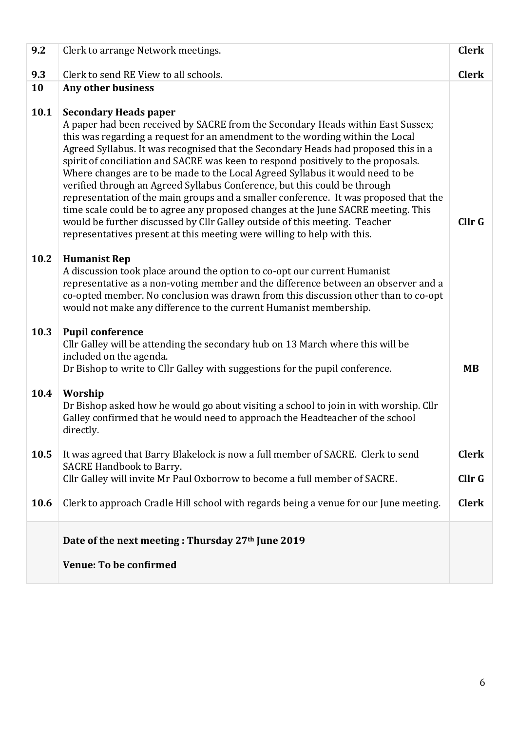| | | |
|---|---|---|
| **9.2** | Clerk to arrange Network meetings. | **Clerk** |
| **9.3** | Clerk to send RE View to all schools. | **Clerk** |
| **10** | **Any other business** | |
| **10.1** | **Secondary Heads paper**<br>A paper had been received by SACRE from the Secondary Heads within East Sussex; this was regarding a request for an amendment to the wording within the Local Agreed Syllabus. It was recognised that the Secondary Heads had proposed this in a spirit of conciliation and SACRE was keen to respond positively to the proposals. Where changes are to be made to the Local Agreed Syllabus it would need to be verified through an Agreed Syllabus Conference, but this could be through representation of the main groups and a smaller conference. It was proposed that the time scale could be to agree any proposed changes at the June SACRE meeting. This would be further discussed by Cllr Galley outside of this meeting. Teacher representatives present at this meeting were willing to help with this. | **Cllr G** |
| **10.2** | **Humanist Rep**<br>A discussion took place around the option to co-opt our current Humanist representative as a non-voting member and the difference between an observer and a co-opted member. No conclusion was drawn from this discussion other than to co-opt would not make any difference to the current Humanist membership. | |
| **10.3** | **Pupil conference**<br>Cllr Galley will be attending the secondary hub on 13 March where this will be included on the agenda.<br>Dr Bishop to write to Cllr Galley with suggestions for the pupil conference. | **MB** |
| **10.4** | **Worship**<br>Dr Bishop asked how he would go about visiting a school to join in with worship. Cllr Galley confirmed that he would need to approach the Headteacher of the school directly. | |
| **10.5** | It was agreed that Barry Blakelock is now a full member of SACRE. Clerk to send SACRE Handbook to Barry.<br>Cllr Galley will invite Mr Paul Oxborrow to become a full member of SACRE. | **Clerk**<br><br>**Cllr G** |
| **10.6** | Clerk to approach Cradle Hill school with regards being a venue for our June meeting. | **Clerk** |
| | **Date of the next meeting : Thursday 27th June 2019**<br><br>**Venue: To be confirmed** | |